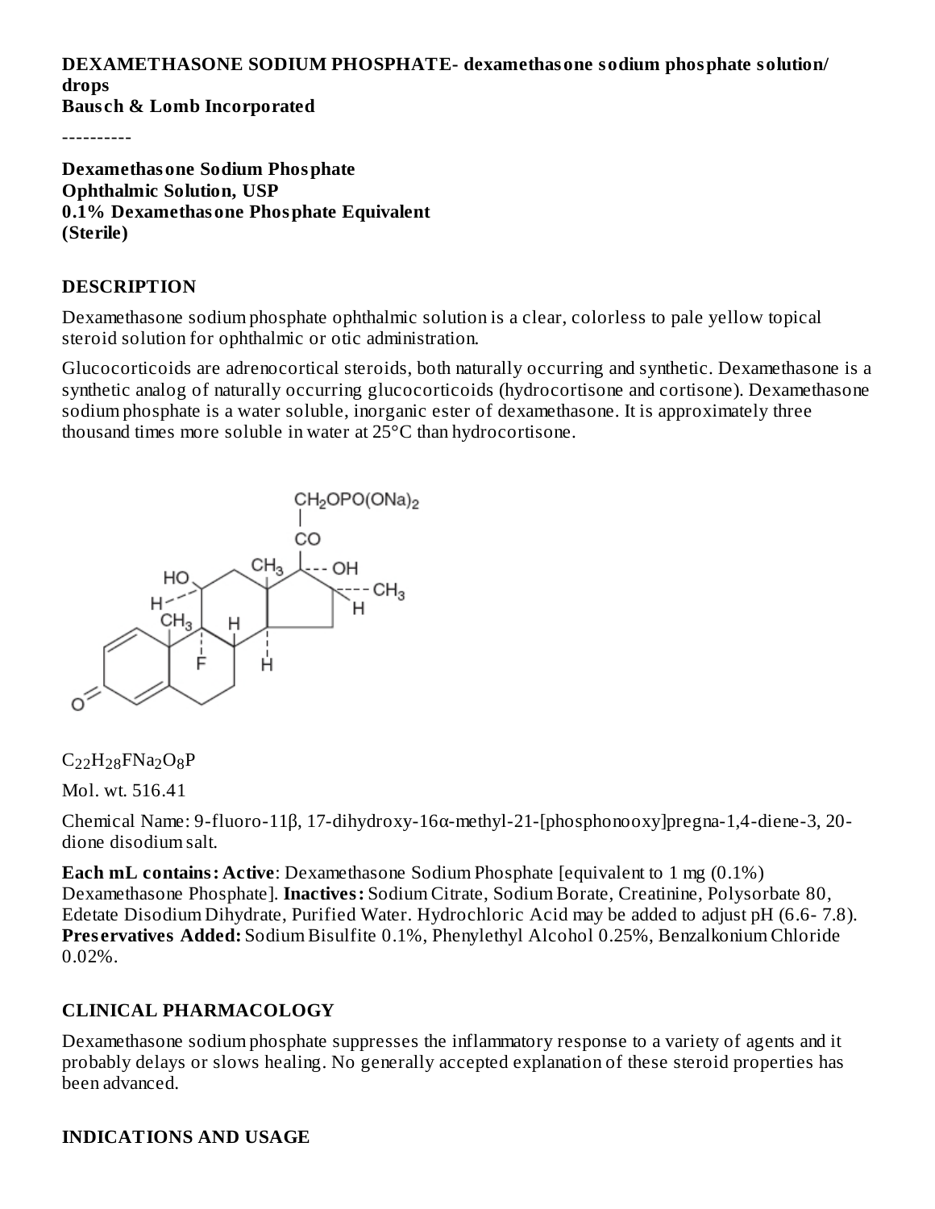**DEXAMETHASONE SODIUM PHOSPHATE- dexamethasone sodium phosphate solution/ drops**
**Bausch & Lomb Incorporated**

----------

**Dexamethasone Sodium Phosphate**
**Ophthalmic Solution, USP**
**0.1% Dexamethasone Phosphate Equivalent**
**(Sterile)**

## DESCRIPTION

Dexamethasone sodium phosphate ophthalmic solution is a clear, colorless to pale yellow topical steroid solution for ophthalmic or otic administration.

Glucocorticoids are adrenocortical steroids, both naturally occurring and synthetic. Dexamethasone is a synthetic analog of naturally occurring glucocorticoids (hydrocortisone and cortisone). Dexamethasone sodium phosphate is a water soluble, inorganic ester of dexamethasone. It is approximately three thousand times more soluble in water at 25°C than hydrocortisone.

$C_{22}H_{28}FNa_2O_8P$

Mol. wt. 516.41

Chemical Name: 9-fluoro-11β, 17-dihydroxy-16α-methyl-21-[phosphonooxy]pregna-1,4-diene-3, 20-dione disodium salt.

**Each mL contains: Active**: Dexamethasone Sodium Phosphate [equivalent to 1 mg (0.1%) Dexamethasone Phosphate]. **Inactives:** Sodium Citrate, Sodium Borate, Creatinine, Polysorbate 80, Edetate Disodium Dihydrate, Purified Water. Hydrochloric Acid may be added to adjust pH (6.6- 7.8). **Preservatives Added:** Sodium Bisulfite 0.1%, Phenylethyl Alcohol 0.25%, Benzalkonium Chloride 0.02%.

## CLINICAL PHARMACOLOGY

Dexamethasone sodium phosphate suppresses the inflammatory response to a variety of agents and it probably delays or slows healing. No generally accepted explanation of these steroid properties has been advanced.

## INDICATIONS AND USAGE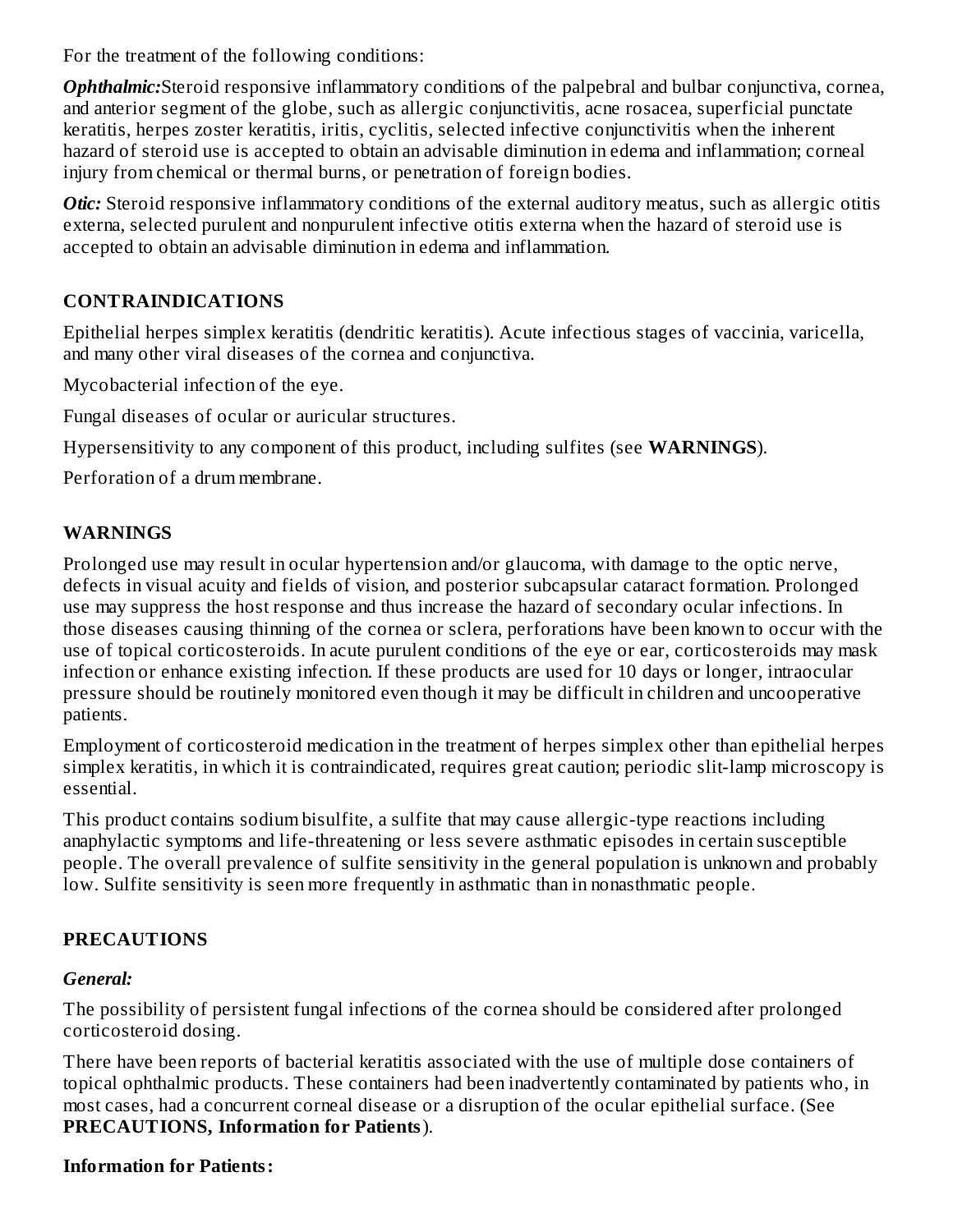For the treatment of the following conditions:

***Ophthalmic:*** Steroid responsive inflammatory conditions of the palpebral and bulbar conjunctiva, cornea, and anterior segment of the globe, such as allergic conjunctivitis, acne rosacea, superficial punctate keratitis, herpes zoster keratitis, iritis, cyclitis, selected infective conjunctivitis when the inherent hazard of steroid use is accepted to obtain an advisable diminution in edema and inflammation; corneal injury from chemical or thermal burns, or penetration of foreign bodies.

***Otic:*** Steroid responsive inflammatory conditions of the external auditory meatus, such as allergic otitis externa, selected purulent and nonpurulent infective otitis externa when the hazard of steroid use is accepted to obtain an advisable diminution in edema and inflammation.

## CONTRAINDICATIONS

Epithelial herpes simplex keratitis (dendritic keratitis). Acute infectious stages of vaccinia, varicella, and many other viral diseases of the cornea and conjunctiva.

Mycobacterial infection of the eye.

Fungal diseases of ocular or auricular structures.

Hypersensitivity to any component of this product, including sulfites (see **WARNINGS**).

Perforation of a drum membrane.

## WARNINGS

Prolonged use may result in ocular hypertension and/or glaucoma, with damage to the optic nerve, defects in visual acuity and fields of vision, and posterior subcapsular cataract formation. Prolonged use may suppress the host response and thus increase the hazard of secondary ocular infections. In those diseases causing thinning of the cornea or sclera, perforations have been known to occur with the use of topical corticosteroids. In acute purulent conditions of the eye or ear, corticosteroids may mask infection or enhance existing infection. If these products are used for 10 days or longer, intraocular pressure should be routinely monitored even though it may be difficult in children and uncooperative patients.

Employment of corticosteroid medication in the treatment of herpes simplex other than epithelial herpes simplex keratitis, in which it is contraindicated, requires great caution; periodic slit-lamp microscopy is essential.

This product contains sodium bisulfite, a sulfite that may cause allergic-type reactions including anaphylactic symptoms and life-threatening or less severe asthmatic episodes in certain susceptible people. The overall prevalence of sulfite sensitivity in the general population is unknown and probably low. Sulfite sensitivity is seen more frequently in asthmatic than in nonasthmatic people.

## PRECAUTIONS

### *General:*

The possibility of persistent fungal infections of the cornea should be considered after prolonged corticosteroid dosing.

There have been reports of bacterial keratitis associated with the use of multiple dose containers of topical ophthalmic products. These containers had been inadvertently contaminated by patients who, in most cases, had a concurrent corneal disease or a disruption of the ocular epithelial surface. (See **PRECAUTIONS, Information for Patients**).

### Information for Patients: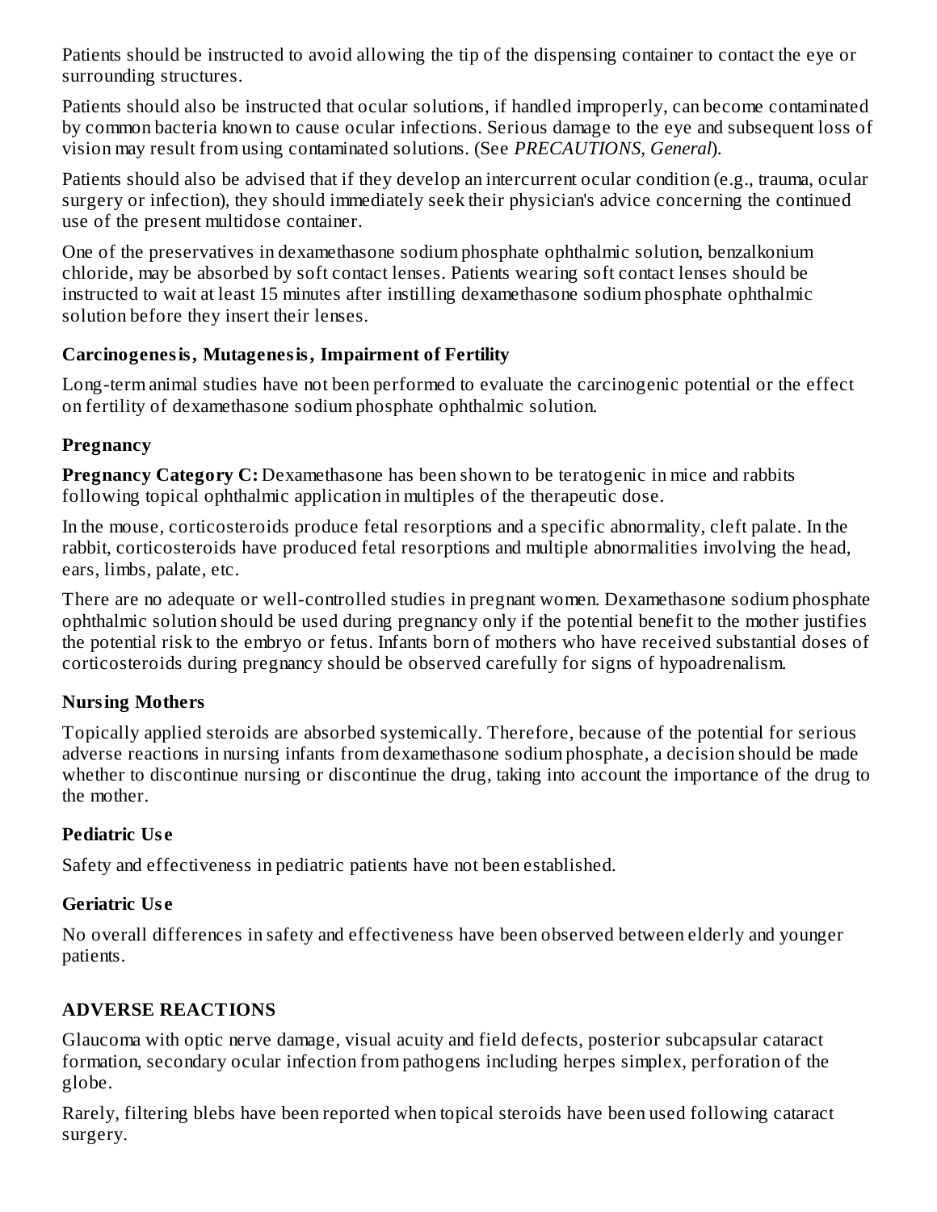Patients should be instructed to avoid allowing the tip of the dispensing container to contact the eye or surrounding structures.

Patients should also be instructed that ocular solutions, if handled improperly, can become contaminated by common bacteria known to cause ocular infections. Serious damage to the eye and subsequent loss of vision may result from using contaminated solutions. (See *PRECAUTIONS, General*).

Patients should also be advised that if they develop an intercurrent ocular condition (e.g., trauma, ocular surgery or infection), they should immediately seek their physician's advice concerning the continued use of the present multidose container.

One of the preservatives in dexamethasone sodium phosphate ophthalmic solution, benzalkonium chloride, may be absorbed by soft contact lenses. Patients wearing soft contact lenses should be instructed to wait at least 15 minutes after instilling dexamethasone sodium phosphate ophthalmic solution before they insert their lenses.

### Carcinogenesis, Mutagenesis, Impairment of Fertility

Long-term animal studies have not been performed to evaluate the carcinogenic potential or the effect on fertility of dexamethasone sodium phosphate ophthalmic solution.

### Pregnancy

**Pregnancy Category C:** Dexamethasone has been shown to be teratogenic in mice and rabbits following topical ophthalmic application in multiples of the therapeutic dose.

In the mouse, corticosteroids produce fetal resorptions and a specific abnormality, cleft palate. In the rabbit, corticosteroids have produced fetal resorptions and multiple abnormalities involving the head, ears, limbs, palate, etc.

There are no adequate or well-controlled studies in pregnant women. Dexamethasone sodium phosphate ophthalmic solution should be used during pregnancy only if the potential benefit to the mother justifies the potential risk to the embryo or fetus. Infants born of mothers who have received substantial doses of corticosteroids during pregnancy should be observed carefully for signs of hypoadrenalism.

### Nursing Mothers

Topically applied steroids are absorbed systemically. Therefore, because of the potential for serious adverse reactions in nursing infants from dexamethasone sodium phosphate, a decision should be made whether to discontinue nursing or discontinue the drug, taking into account the importance of the drug to the mother.

### Pediatric Use

Safety and effectiveness in pediatric patients have not been established.

### Geriatric Use

No overall differences in safety and effectiveness have been observed between elderly and younger patients.

## ADVERSE REACTIONS

Glaucoma with optic nerve damage, visual acuity and field defects, posterior subcapsular cataract formation, secondary ocular infection from pathogens including herpes simplex, perforation of the globe.

Rarely, filtering blebs have been reported when topical steroids have been used following cataract surgery.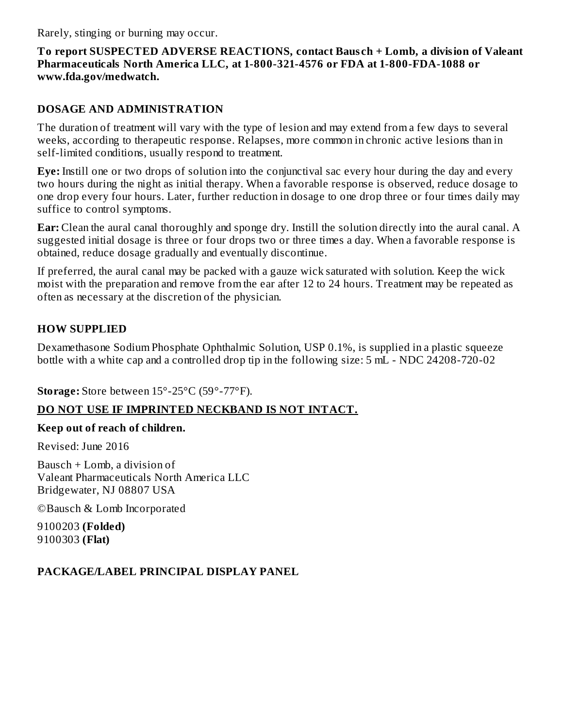Rarely, stinging or burning may occur.

**To report SUSPECTED ADVERSE REACTIONS, contact Bausch + Lomb, a division of Valeant Pharmaceuticals North America LLC, at 1-800-321-4576 or FDA at 1-800-FDA-1088 or www.fda.gov/medwatch.**

## DOSAGE AND ADMINISTRATION

The duration of treatment will vary with the type of lesion and may extend from a few days to several weeks, according to therapeutic response. Relapses, more common in chronic active lesions than in self-limited conditions, usually respond to treatment.

**Eye:** Instill one or two drops of solution into the conjunctival sac every hour during the day and every two hours during the night as initial therapy. When a favorable response is observed, reduce dosage to one drop every four hours. Later, further reduction in dosage to one drop three or four times daily may suffice to control symptoms.

**Ear:** Clean the aural canal thoroughly and sponge dry. Instill the solution directly into the aural canal. A suggested initial dosage is three or four drops two or three times a day. When a favorable response is obtained, reduce dosage gradually and eventually discontinue.

If preferred, the aural canal may be packed with a gauze wick saturated with solution. Keep the wick moist with the preparation and remove from the ear after 12 to 24 hours. Treatment may be repeated as often as necessary at the discretion of the physician.

## HOW SUPPLIED

Dexamethasone Sodium Phosphate Ophthalmic Solution, USP 0.1%, is supplied in a plastic squeeze bottle with a white cap and a controlled drop tip in the following size: 5 mL - NDC 24208-720-02

**Storage:** Store between 15°-25°C (59°-77°F).

**DO NOT USE IF IMPRINTED NECKBAND IS NOT INTACT.**

**Keep out of reach of children.**

Revised: June 2016

Bausch + Lomb, a division of
Valeant Pharmaceuticals North America LLC
Bridgewater, NJ 08807 USA

©Bausch & Lomb Incorporated

9100203 **(Folded)**
9100303 **(Flat)**

## PACKAGE/LABEL PRINCIPAL DISPLAY PANEL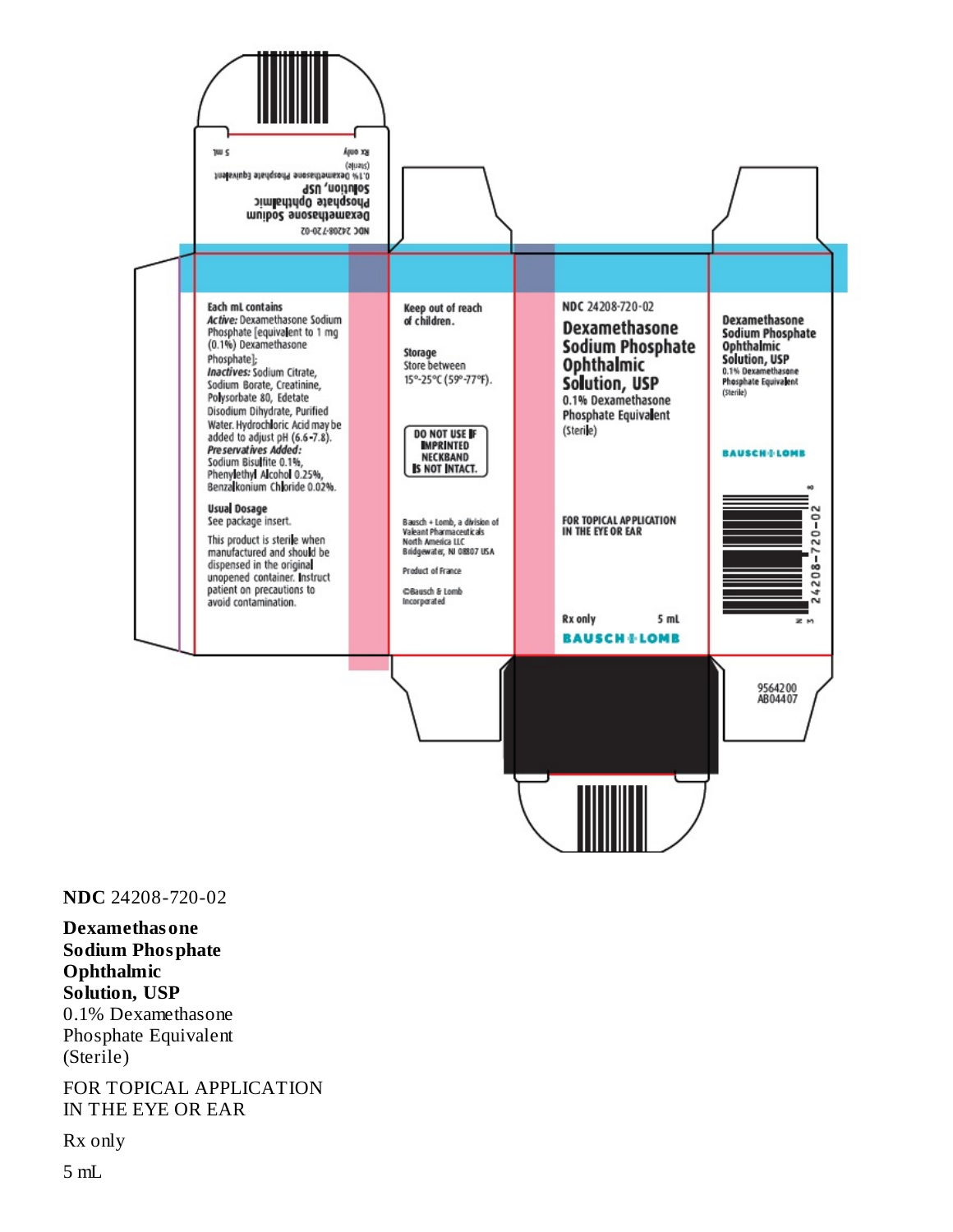NDC 24208-720-02

Dexamethasone Sodium Phosphate Ophthalmic Solution, USP
0.1% Dexamethasone Phosphate Equivalent
(Sterile)

Rx only
5 mL

**Each mL contains**
*Active:* Dexamethasone Sodium Phosphate [equivalent to 1 mg (0.1%) Dexamethasone Phosphate];
*Inactives:* Sodium Citrate, Sodium Borate, Creatinine, Polysorbate 80, Edetate Disodium Dihydrate, Purified Water. Hydrochloric Acid may be added to adjust pH (6.6-7.8).
*Preservatives Added:* Sodium Bisulfite 0.1%, Phenylethyl Alcohol 0.25%, Benzalkonium Chloride 0.02%.

**Usual Dosage**
See package insert.

This product is sterile when manufactured and should be dispensed in the original unopened container. Instruct patient on precautions to avoid contamination.

**Keep out of reach of children.**

**Storage**
Store between 15°-25°C (59°-77°F).

**DO NOT USE IF IMPRINTED NECKBAND IS NOT INTACT.**

Bausch + Lomb, a division of Valeant Pharmaceuticals North America LLC
Bridgewater, NJ 08807 USA

Product of France

©Bausch & Lomb Incorporated

NDC 24208-720-02

**Dexamethasone Sodium Phosphate Ophthalmic Solution, USP**
0.1% Dexamethasone Phosphate Equivalent
(Sterile)

FOR TOPICAL APPLICATION IN THE EYE OR EAR

Rx only 5 mL

BAUSCH + LOMB

**Dexamethasone Sodium Phosphate Ophthalmic Solution, USP**
0.1% Dexamethasone Phosphate Equivalent
(Sterile)

BAUSCH + LOMB

3 24208-720-02 8

9564200
AB04407

**NDC** 24208-720-02

**Dexamethasone Sodium Phosphate Ophthalmic Solution, USP**
0.1% Dexamethasone Phosphate Equivalent
(Sterile)

FOR TOPICAL APPLICATION
IN THE EYE OR EAR

Rx only

5 mL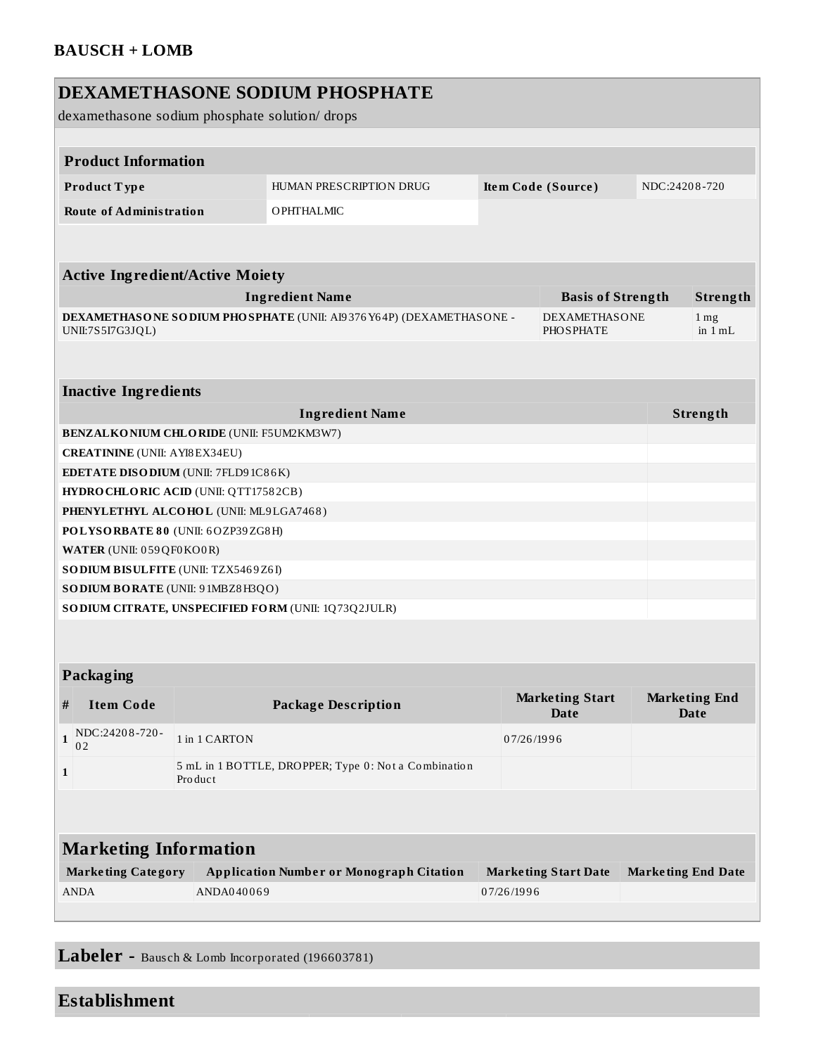**BAUSCH + LOMB**

## DEXAMETHASONE SODIUM PHOSPHATE

dexamethasone sodium phosphate solution/ drops

### Product Information

| Product Type | HUMAN PRESCRIPTION DRUG | Item Code (Source) | NDC:24208-720 |
|---|---|---|---|
| Route of Administration | OPHTHALMIC | | |

### Active Ingredient/Active Moiety

| Ingredient Name | Basis of Strength | Strength |
|---|---|---|
| **DEXAMETHASONE SODIUM PHOSPHATE** (UNII: AI9376Y64P) (DEXAMETHASONE - UNII:7S5I7G3JQL) | DEXAMETHASONE PHOSPHATE | 1 mg in 1 mL |

### Inactive Ingredients

| Ingredient Name | Strength |
|---|---|
| **BENZALKONIUM CHLORIDE** (UNII: F5UM2KM3W7) | |
| **CREATININE** (UNII: AYI8EX34EU) | |
| **EDETATE DISODIUM** (UNII: 7FLD91C86K) | |
| **HYDROCHLORIC ACID** (UNII: QTT17582CB) | |
| **PHENYLETHYL ALCOHOL** (UNII: ML9LGA7468) | |
| **POLYSORBATE 80** (UNII: 6OZP39ZG8H) | |
| **WATER** (UNII: 059QF0KO0R) | |
| **SODIUM BISULFITE** (UNII: TZX5469Z6I) | |
| **SODIUM BORATE** (UNII: 91MBZ8H3QO) | |
| **SODIUM CITRATE, UNSPECIFIED FORM** (UNII: 1Q73Q2JULR) | |

### Packaging

| # | Item Code | Package Description | Marketing Start Date | Marketing End Date |
|---|---|---|---|---|
| 1 | NDC:24208-720-02 | 1 in 1 CARTON | 07/26/1996 | |
| 1 | | 5 mL in 1 BOTTLE, DROPPER; Type 0: Not a Combination Product | | |

### Marketing Information

| Marketing Category | Application Number or Monograph Citation | Marketing Start Date | Marketing End Date |
|---|---|---|---|
| ANDA | ANDA040069 | 07/26/1996 | |

**Labeler -** Bausch & Lomb Incorporated (196603781)

### Establishment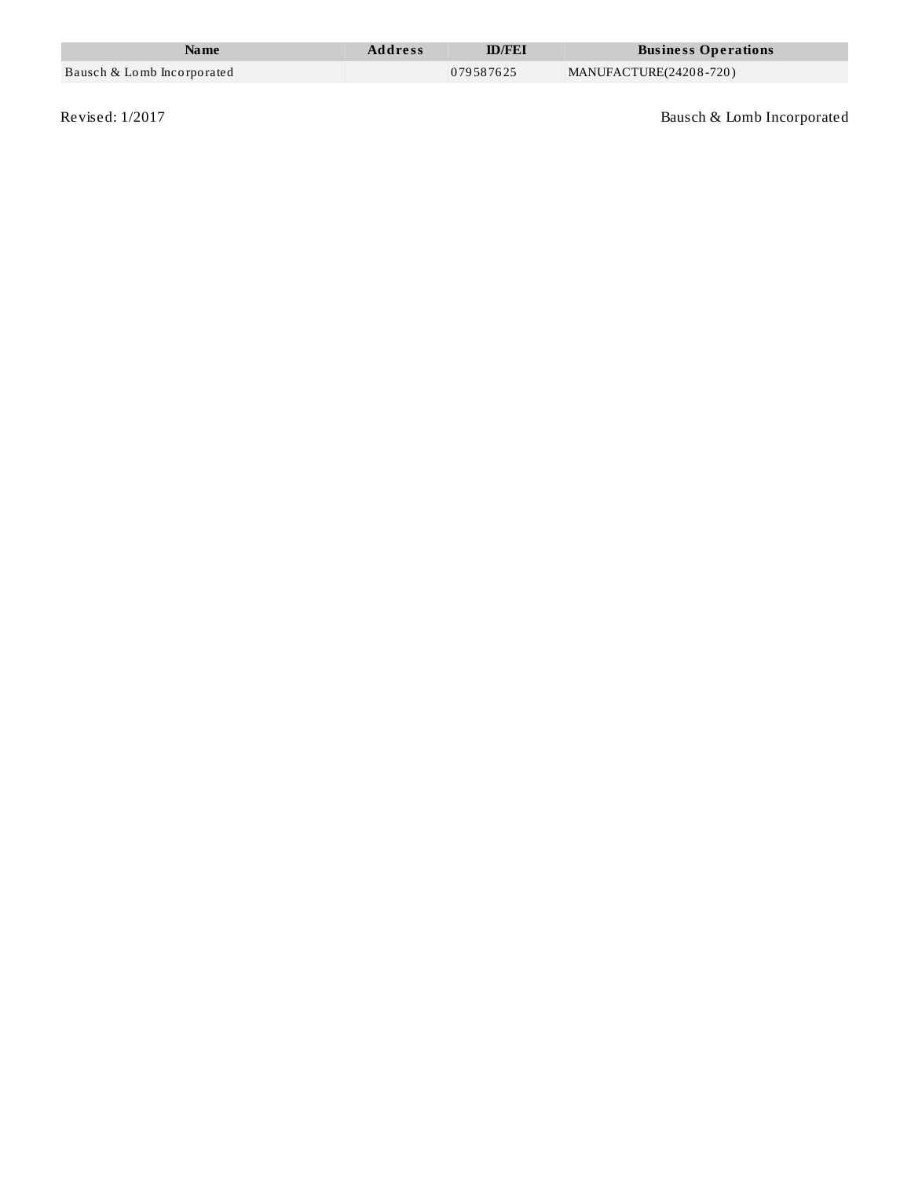| Name | Address | ID/FEI | Business Operations |
| --- | --- | --- | --- |
| Bausch & Lomb Incorporated | | 079587625 | MANUFACTURE(24208-720) |

Revised: 1/2017

Bausch & Lomb Incorporated